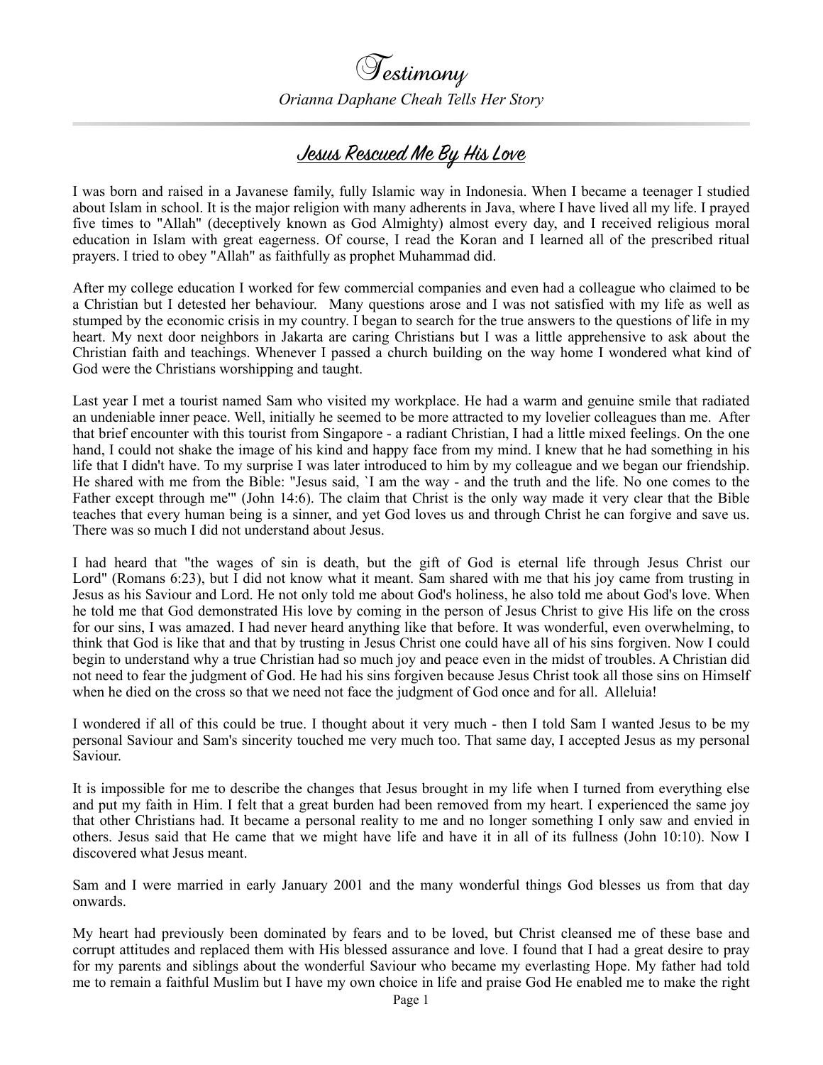# Testimony

*Orianna Daphane Cheah Tells Her Story*

## Jesus Rescued Me By His Love

I was born and raised in a Javanese family, fully Islamic way in Indonesia. When I became a teenager I studied about Islam in school. It is the major religion with many adherents in Java, where I have lived all my life. I prayed five times to "Allah" (deceptively known as God Almighty) almost every day, and I received religious moral education in Islam with great eagerness. Of course, I read the Koran and I learned all of the prescribed ritual prayers. I tried to obey "Allah" as faithfully as prophet Muhammad did.

After my college education I worked for few commercial companies and even had a colleague who claimed to be a Christian but I detested her behaviour. Many questions arose and I was not satisfied with my life as well as stumped by the economic crisis in my country. I began to search for the true answers to the questions of life in my heart. My next door neighbors in Jakarta are caring Christians but I was a little apprehensive to ask about the Christian faith and teachings. Whenever I passed a church building on the way home I wondered what kind of God were the Christians worshipping and taught.

Last year I met a tourist named Sam who visited my workplace. He had a warm and genuine smile that radiated an undeniable inner peace. Well, initially he seemed to be more attracted to my lovelier colleagues than me. After that brief encounter with this tourist from Singapore - a radiant Christian, I had a little mixed feelings. On the one hand, I could not shake the image of his kind and happy face from my mind. I knew that he had something in his life that I didn't have. To my surprise I was later introduced to him by my colleague and we began our friendship. He shared with me from the Bible: "Jesus said, `I am the way - and the truth and the life. No one comes to the Father except through me'" (John 14:6). The claim that Christ is the only way made it very clear that the Bible teaches that every human being is a sinner, and yet God loves us and through Christ he can forgive and save us. There was so much I did not understand about Jesus.

I had heard that "the wages of sin is death, but the gift of God is eternal life through Jesus Christ our Lord" (Romans 6:23), but I did not know what it meant. Sam shared with me that his joy came from trusting in Jesus as his Saviour and Lord. He not only told me about God's holiness, he also told me about God's love. When he told me that God demonstrated His love by coming in the person of Jesus Christ to give His life on the cross for our sins, I was amazed. I had never heard anything like that before. It was wonderful, even overwhelming, to think that God is like that and that by trusting in Jesus Christ one could have all of his sins forgiven. Now I could begin to understand why a true Christian had so much joy and peace even in the midst of troubles. A Christian did not need to fear the judgment of God. He had his sins forgiven because Jesus Christ took all those sins on Himself when he died on the cross so that we need not face the judgment of God once and for all. Alleluia!

I wondered if all of this could be true. I thought about it very much - then I told Sam I wanted Jesus to be my personal Saviour and Sam's sincerity touched me very much too. That same day, I accepted Jesus as my personal Saviour.

It is impossible for me to describe the changes that Jesus brought in my life when I turned from everything else and put my faith in Him. I felt that a great burden had been removed from my heart. I experienced the same joy that other Christians had. It became a personal reality to me and no longer something I only saw and envied in others. Jesus said that He came that we might have life and have it in all of its fullness (John 10:10). Now I discovered what Jesus meant.

Sam and I were married in early January 2001 and the many wonderful things God blesses us from that day onwards.

My heart had previously been dominated by fears and to be loved, but Christ cleansed me of these base and corrupt attitudes and replaced them with His blessed assurance and love. I found that I had a great desire to pray for my parents and siblings about the wonderful Saviour who became my everlasting Hope. My father had told me to remain a faithful Muslim but I have my own choice in life and praise God He enabled me to make the right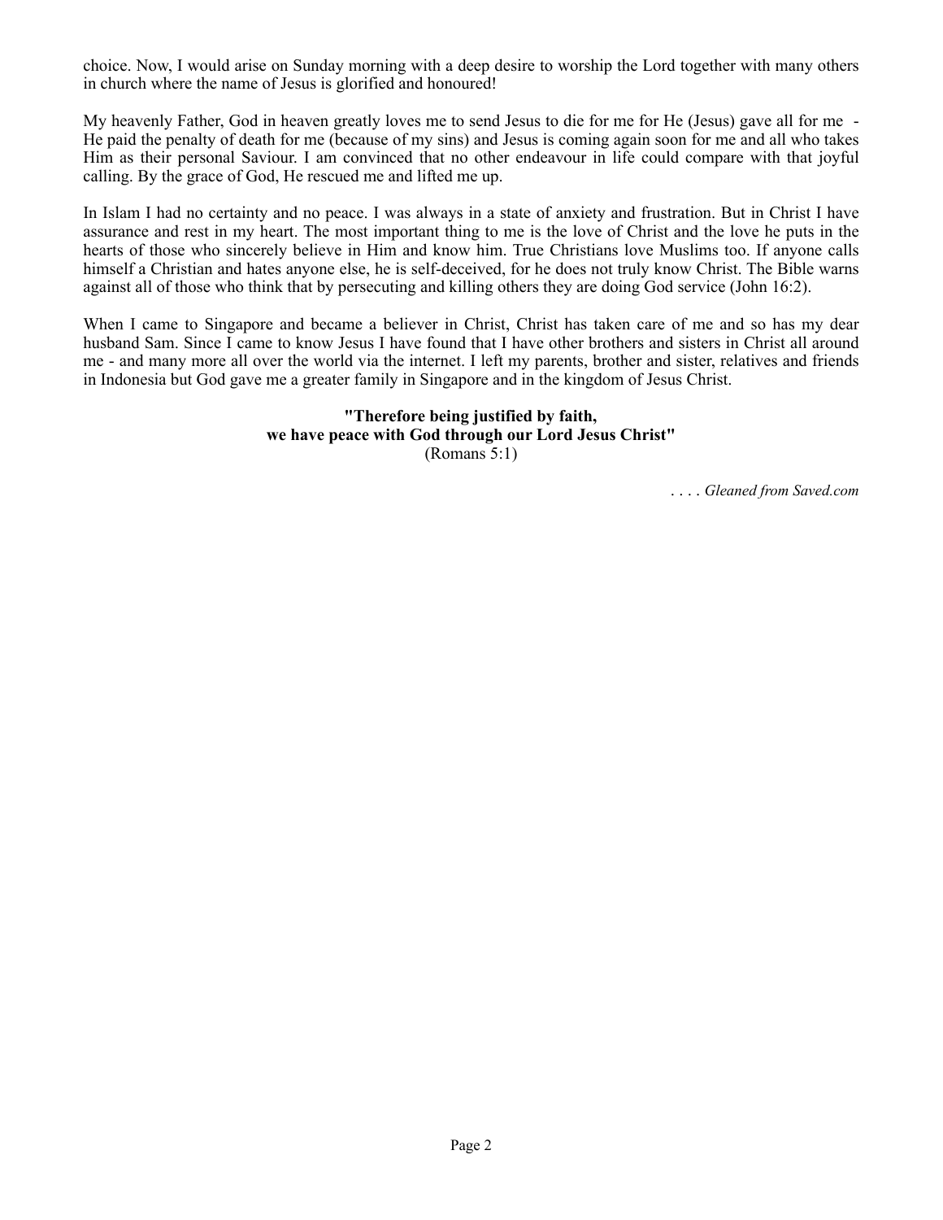choice. Now, I would arise on Sunday morning with a deep desire to worship the Lord together with many others in church where the name of Jesus is glorified and honoured!

My heavenly Father, God in heaven greatly loves me to send Jesus to die for me for He (Jesus) gave all for me - He paid the penalty of death for me (because of my sins) and Jesus is coming again soon for me and all who takes Him as their personal Saviour. I am convinced that no other endeavour in life could compare with that joyful calling. By the grace of God, He rescued me and lifted me up.

In Islam I had no certainty and no peace. I was always in a state of anxiety and frustration. But in Christ I have assurance and rest in my heart. The most important thing to me is the love of Christ and the love he puts in the hearts of those who sincerely believe in Him and know him. True Christians love Muslims too. If anyone calls himself a Christian and hates anyone else, he is self-deceived, for he does not truly know Christ. The Bible warns against all of those who think that by persecuting and killing others they are doing God service (John 16:2).

When I came to Singapore and became a believer in Christ, Christ has taken care of me and so has my dear husband Sam. Since I came to know Jesus I have found that I have other brothers and sisters in Christ all around me - and many more all over the world via the internet. I left my parents, brother and sister, relatives and friends in Indonesia but God gave me a greater family in Singapore and in the kingdom of Jesus Christ.

**"Therefore being justified by faith,**
**we have peace with God through our Lord Jesus Christ"**
(Romans 5:1)

. . . . *Gleaned from Saved.com*